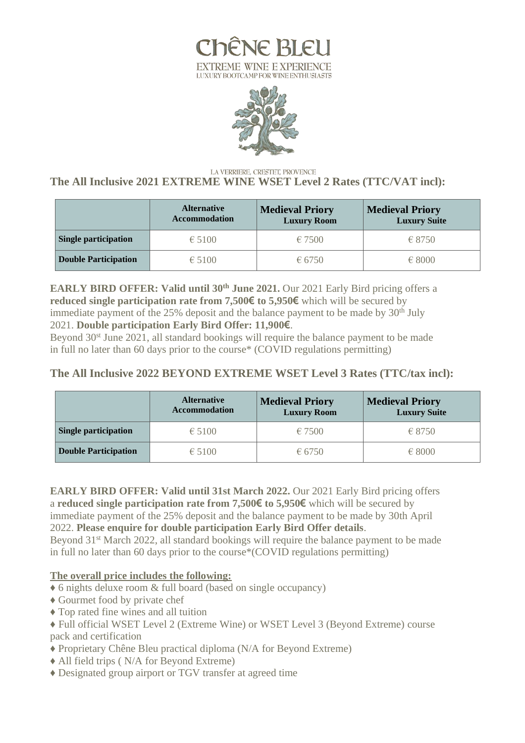# ChÊNE BLEU

EXTREME WINE EXPERIENCE

LUXURY BOOTCAMP FOR WINE ENTHUSIASTS

LA VERRIERE, CRESTET, PROVENCE

## The All Inclusive 2021 EXTREME WINE WSET Level 2 Rates (TTC/VAT incl):

| | Alternative Accommodation | Medieval Priory Luxury Room | Medieval Priory Luxury Suite |
|---|---|---|---|
| **Single participation** | € 5100 | € 7500 | € 8750 |
| **Double Participation** | € 5100 | € 6750 | € 8000 |

**EARLY BIRD OFFER: Valid until 30th June 2021.** Our 2021 Early Bird pricing offers a **reduced single participation rate from 7,500€ to 5,950€** which will be secured by immediate payment of the 25% deposit and the balance payment to be made by 30th July 2021. **Double participation Early Bird Offer: 11,900€**.

Beyond 30st June 2021, all standard bookings will require the balance payment to be made in full no later than 60 days prior to the course* (COVID regulations permitting)

## The All Inclusive 2022 BEYOND EXTREME WSET Level 3 Rates (TTC/tax incl):

| | Alternative Accommodation | Medieval Priory Luxury Room | Medieval Priory Luxury Suite |
|---|---|---|---|
| **Single participation** | € 5100 | € 7500 | € 8750 |
| **Double Participation** | € 5100 | € 6750 | € 8000 |

**EARLY BIRD OFFER: Valid until 31st March 2022.** Our 2021 Early Bird pricing offers a **reduced single participation rate from 7,500€ to 5,950€** which will be secured by immediate payment of the 25% deposit and the balance payment to be made by 30th April 2022. **Please enquire for double participation Early Bird Offer details**.

Beyond 31st March 2022, all standard bookings will require the balance payment to be made in full no later than 60 days prior to the course*(COVID regulations permitting)

**The overall price includes the following:**

♦ 6 nights deluxe room & full board (based on single occupancy)
♦ Gourmet food by private chef
♦ Top rated fine wines and all tuition
♦ Full official WSET Level 2 (Extreme Wine) or WSET Level 3 (Beyond Extreme) course pack and certification
♦ Proprietary Chêne Bleu practical diploma (N/A for Beyond Extreme)
♦ All field trips ( N/A for Beyond Extreme)
♦ Designated group airport or TGV transfer at agreed time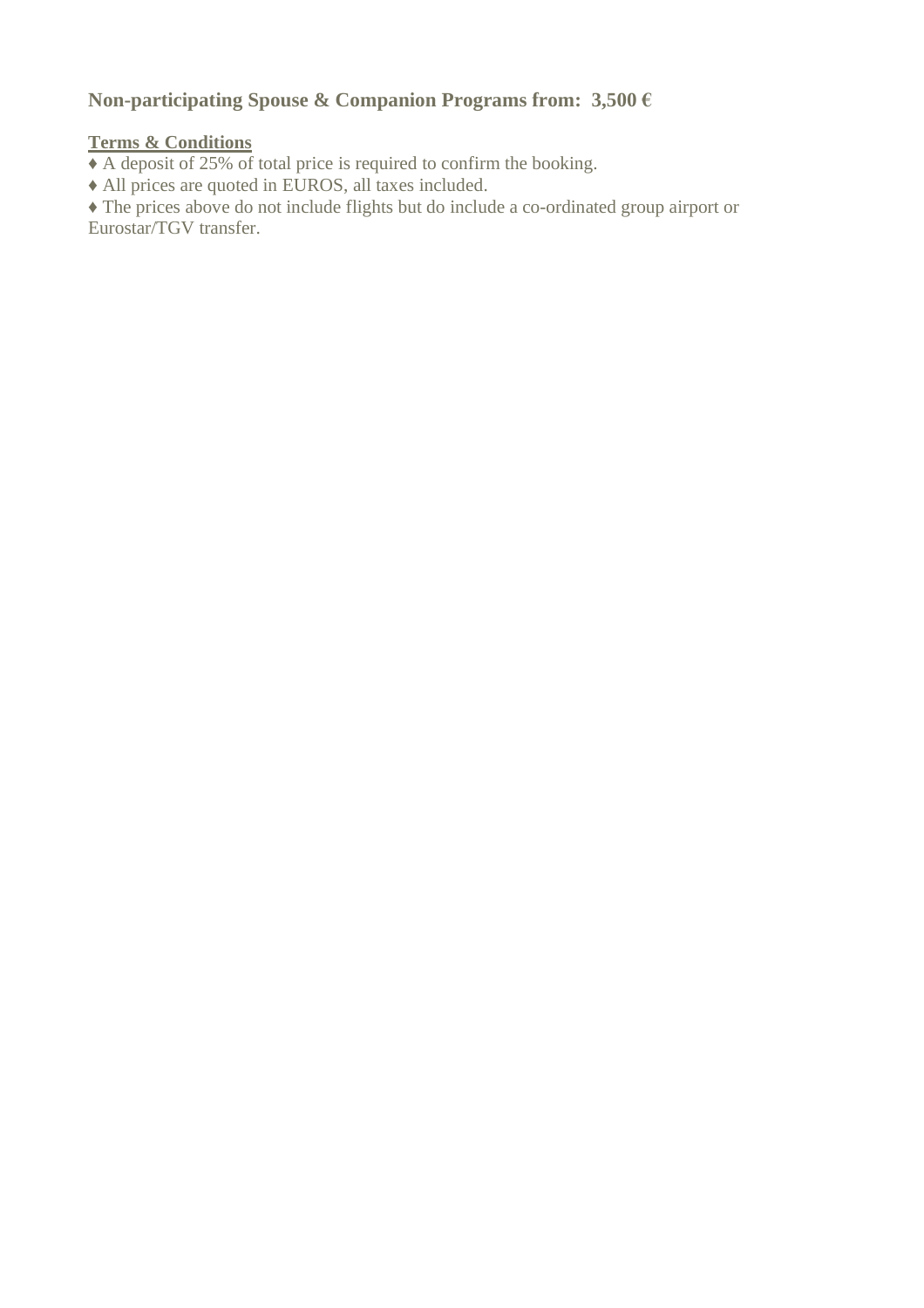**Non-participating Spouse & Companion Programs from: 3,500 €**

**Terms & Conditions**

♦ A deposit of 25% of total price is required to confirm the booking.
♦ All prices are quoted in EUROS, all taxes included.
♦ The prices above do not include flights but do include a co-ordinated group airport or Eurostar/TGV transfer.